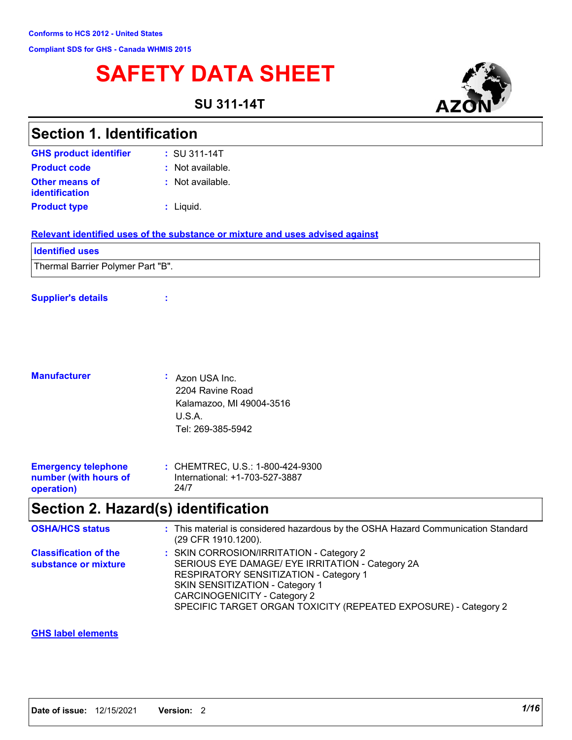Conforms to HCS 2012 - United States

Compliant SDS for GHS - Canada WHMIS 2015

# SAFETY DATA SHEET

**SU 311-14T**

## Section 1. Identification

| | | |
|---|---|---|
| **GHS product identifier** | : | SU 311-14T |
| **Product code** | : | Not available. |
| **Other means of identification** | : | Not available. |
| **Product type** | : | Liquid. |

### Relevant identified uses of the substance or mixture and uses advised against

| Identified uses |
|---|
| Thermal Barrier Polymer Part "B". |

**Supplier's details** :

**Manufacturer** : Azon USA Inc.
2204 Ravine Road
Kalamazoo, MI 49004-3516
U.S.A.
Tel: 269-385-5942

**Emergency telephone number (with hours of operation)** : CHEMTREC, U.S.: 1-800-424-9300
International: +1-703-527-3887
24/7

## Section 2. Hazard(s) identification

**OSHA/HCS status** : This material is considered hazardous by the OSHA Hazard Communication Standard (29 CFR 1910.1200).

**Classification of the substance or mixture** : SKIN CORROSION/IRRITATION - Category 2
SERIOUS EYE DAMAGE/ EYE IRRITATION - Category 2A
RESPIRATORY SENSITIZATION - Category 1
SKIN SENSITIZATION - Category 1
CARCINOGENICITY - Category 2
SPECIFIC TARGET ORGAN TOXICITY (REPEATED EXPOSURE) - Category 2

### GHS label elements

Date of issue: 12/15/2021 Version: 2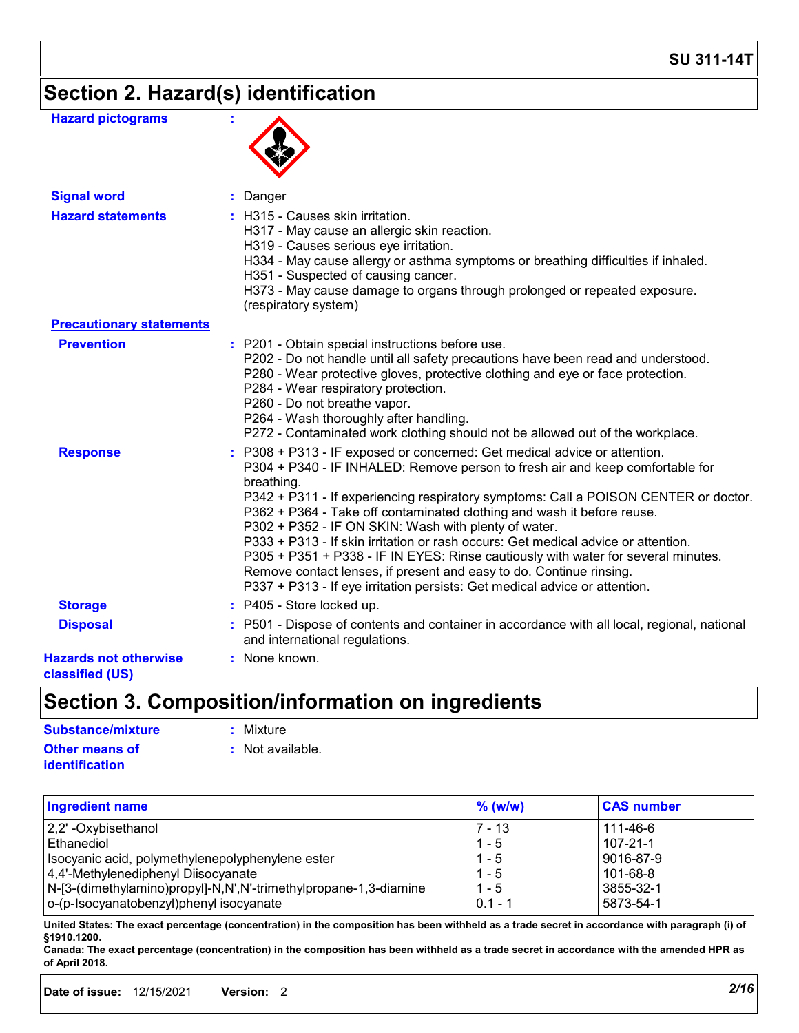## Section 2. Hazard(s) identification

**Hazard pictograms** :

**Signal word** : Danger

**Hazard statements** : H315 - Causes skin irritation.
H317 - May cause an allergic skin reaction.
H319 - Causes serious eye irritation.
H334 - May cause allergy or asthma symptoms or breathing difficulties if inhaled.
H351 - Suspected of causing cancer.
H373 - May cause damage to organs through prolonged or repeated exposure. (respiratory system)

**Precautionary statements**

**Prevention** : P201 - Obtain special instructions before use.
P202 - Do not handle until all safety precautions have been read and understood.
P280 - Wear protective gloves, protective clothing and eye or face protection.
P284 - Wear respiratory protection.
P260 - Do not breathe vapor.
P264 - Wash thoroughly after handling.
P272 - Contaminated work clothing should not be allowed out of the workplace.

**Response** : P308 + P313 - IF exposed or concerned: Get medical advice or attention.
P304 + P340 - IF INHALED: Remove person to fresh air and keep comfortable for breathing.
P342 + P311 - If experiencing respiratory symptoms: Call a POISON CENTER or doctor.
P362 + P364 - Take off contaminated clothing and wash it before reuse.
P302 + P352 - IF ON SKIN: Wash with plenty of water.
P333 + P313 - If skin irritation or rash occurs: Get medical advice or attention.
P305 + P351 + P338 - IF IN EYES: Rinse cautiously with water for several minutes. Remove contact lenses, if present and easy to do. Continue rinsing.
P337 + P313 - If eye irritation persists: Get medical advice or attention.

**Storage** : P405 - Store locked up.

**Disposal** : P501 - Dispose of contents and container in accordance with all local, regional, national and international regulations.

**Hazards not otherwise classified (US)** : None known.

## Section 3. Composition/information on ingredients

**Substance/mixture** : Mixture

**Other means of identification** : Not available.

| Ingredient name | % (w/w) | CAS number |
|---|---|---|
| 2,2' -Oxybisethanol | 7 - 13 | 111-46-6 |
| Ethanediol | 1 - 5 | 107-21-1 |
| Isocyanic acid, polymethylenepolyphenylene ester | 1 - 5 | 9016-87-9 |
| 4,4'-Methylenediphenyl Diisocyanate | 1 - 5 | 101-68-8 |
| N-[3-(dimethylamino)propyl]-N,N',N'-trimethylpropane-1,3-diamine | 1 - 5 | 3855-32-1 |
| o-(p-Isocyanatobenzyl)phenyl isocyanate | 0.1 - 1 | 5873-54-1 |

**United States: The exact percentage (concentration) in the composition has been withheld as a trade secret in accordance with paragraph (i) of §1910.1200.**
**Canada: The exact percentage (concentration) in the composition has been withheld as a trade secret in accordance with the amended HPR as of April 2018.**

**Date of issue:** 12/15/2021 **Version:** 2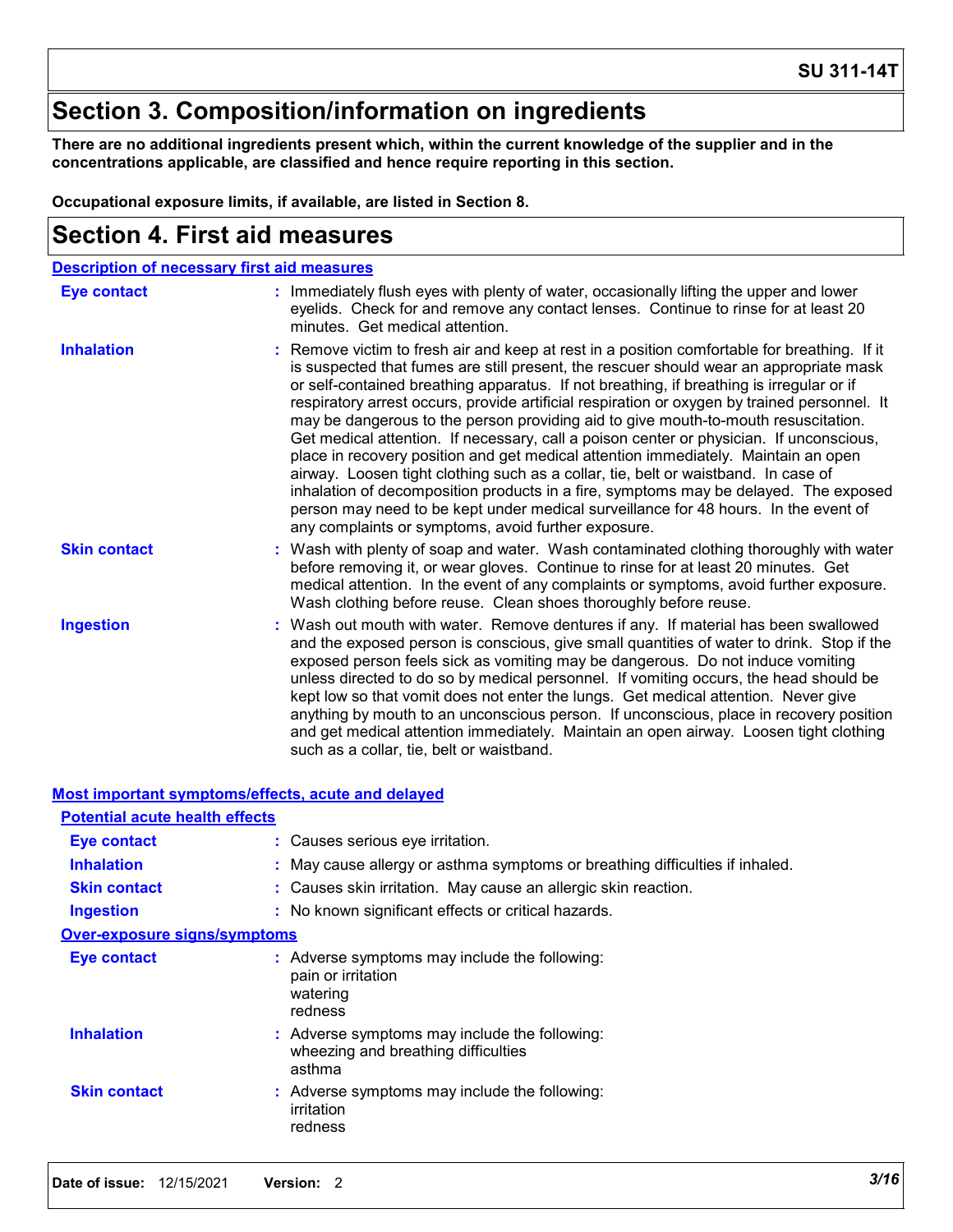# Section 3. Composition/information on ingredients

**There are no additional ingredients present which, within the current knowledge of the supplier and in the concentrations applicable, are classified and hence require reporting in this section.**

**Occupational exposure limits, if available, are listed in Section 8.**

# Section 4. First aid measures

## Description of necessary first aid measures

**Eye contact** : Immediately flush eyes with plenty of water, occasionally lifting the upper and lower eyelids. Check for and remove any contact lenses. Continue to rinse for at least 20 minutes. Get medical attention.

**Inhalation** : Remove victim to fresh air and keep at rest in a position comfortable for breathing. If it is suspected that fumes are still present, the rescuer should wear an appropriate mask or self-contained breathing apparatus. If not breathing, if breathing is irregular or if respiratory arrest occurs, provide artificial respiration or oxygen by trained personnel. It may be dangerous to the person providing aid to give mouth-to-mouth resuscitation. Get medical attention. If necessary, call a poison center or physician. If unconscious, place in recovery position and get medical attention immediately. Maintain an open airway. Loosen tight clothing such as a collar, tie, belt or waistband. In case of inhalation of decomposition products in a fire, symptoms may be delayed. The exposed person may need to be kept under medical surveillance for 48 hours. In the event of any complaints or symptoms, avoid further exposure.

**Skin contact** : Wash with plenty of soap and water. Wash contaminated clothing thoroughly with water before removing it, or wear gloves. Continue to rinse for at least 20 minutes. Get medical attention. In the event of any complaints or symptoms, avoid further exposure. Wash clothing before reuse. Clean shoes thoroughly before reuse.

**Ingestion** : Wash out mouth with water. Remove dentures if any. If material has been swallowed and the exposed person is conscious, give small quantities of water to drink. Stop if the exposed person feels sick as vomiting may be dangerous. Do not induce vomiting unless directed to do so by medical personnel. If vomiting occurs, the head should be kept low so that vomit does not enter the lungs. Get medical attention. Never give anything by mouth to an unconscious person. If unconscious, place in recovery position and get medical attention immediately. Maintain an open airway. Loosen tight clothing such as a collar, tie, belt or waistband.

## Most important symptoms/effects, acute and delayed

### Potential acute health effects

**Eye contact** : Causes serious eye irritation.

**Inhalation** : May cause allergy or asthma symptoms or breathing difficulties if inhaled.

**Skin contact** : Causes skin irritation. May cause an allergic skin reaction.

**Ingestion** : No known significant effects or critical hazards.

### Over-exposure signs/symptoms

**Eye contact** : Adverse symptoms may include the following:
pain or irritation
watering
redness

**Inhalation** : Adverse symptoms may include the following:
wheezing and breathing difficulties
asthma

**Skin contact** : Adverse symptoms may include the following:
irritation
redness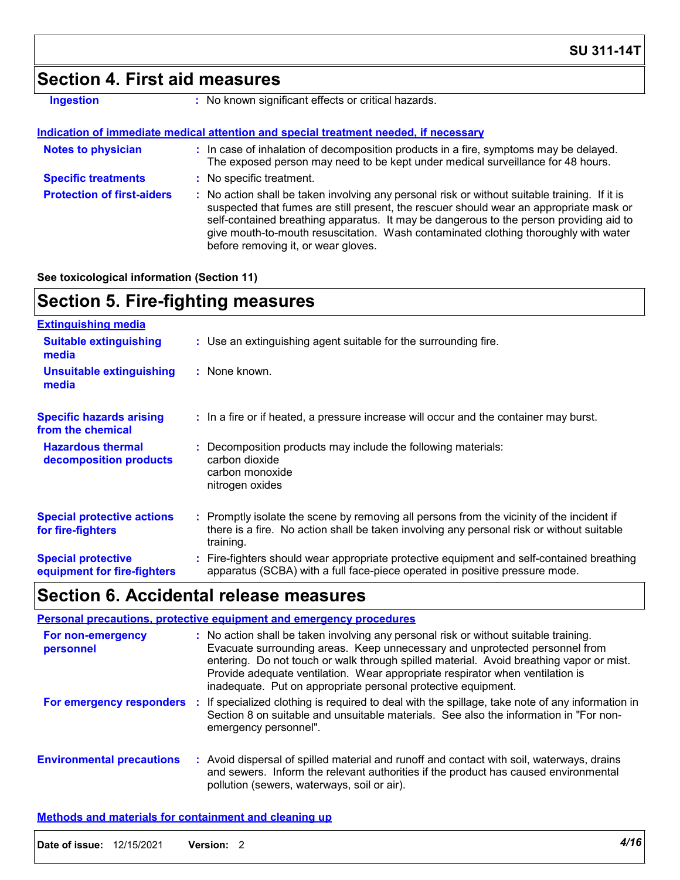## Section 4. First aid measures

| | |
|---|---|
| **Ingestion** | : No known significant effects or critical hazards. |

**Indication of immediate medical attention and special treatment needed, if necessary**

| | |
|---|---|
| **Notes to physician** | : In case of inhalation of decomposition products in a fire, symptoms may be delayed. The exposed person may need to be kept under medical surveillance for 48 hours. |
| **Specific treatments** | : No specific treatment. |
| **Protection of first-aiders** | : No action shall be taken involving any personal risk or without suitable training. If it is suspected that fumes are still present, the rescuer should wear an appropriate mask or self-contained breathing apparatus. It may be dangerous to the person providing aid to give mouth-to-mouth resuscitation. Wash contaminated clothing thoroughly with water before removing it, or wear gloves. |

**See toxicological information (Section 11)**

## Section 5. Fire-fighting measures

**Extinguishing media**

| | |
|---|---|
| **Suitable extinguishing media** | : Use an extinguishing agent suitable for the surrounding fire. |
| **Unsuitable extinguishing media** | : None known. |
| **Specific hazards arising from the chemical** | : In a fire or if heated, a pressure increase will occur and the container may burst. |
| **Hazardous thermal decomposition products** | : Decomposition products may include the following materials: carbon dioxide, carbon monoxide, nitrogen oxides |
| **Special protective actions for fire-fighters** | : Promptly isolate the scene by removing all persons from the vicinity of the incident if there is a fire. No action shall be taken involving any personal risk or without suitable training. |
| **Special protective equipment for fire-fighters** | : Fire-fighters should wear appropriate protective equipment and self-contained breathing apparatus (SCBA) with a full face-piece operated in positive pressure mode. |

## Section 6. Accidental release measures

**Personal precautions, protective equipment and emergency procedures**

| | |
|---|---|
| **For non-emergency personnel** | : No action shall be taken involving any personal risk or without suitable training. Evacuate surrounding areas. Keep unnecessary and unprotected personnel from entering. Do not touch or walk through spilled material. Avoid breathing vapor or mist. Provide adequate ventilation. Wear appropriate respirator when ventilation is inadequate. Put on appropriate personal protective equipment. |
| **For emergency responders** | : If specialized clothing is required to deal with the spillage, take note of any information in Section 8 on suitable and unsuitable materials. See also the information in "For non-emergency personnel". |
| **Environmental precautions** | : Avoid dispersal of spilled material and runoff and contact with soil, waterways, drains and sewers. Inform the relevant authorities if the product has caused environmental pollution (sewers, waterways, soil or air). |

**Methods and materials for containment and cleaning up**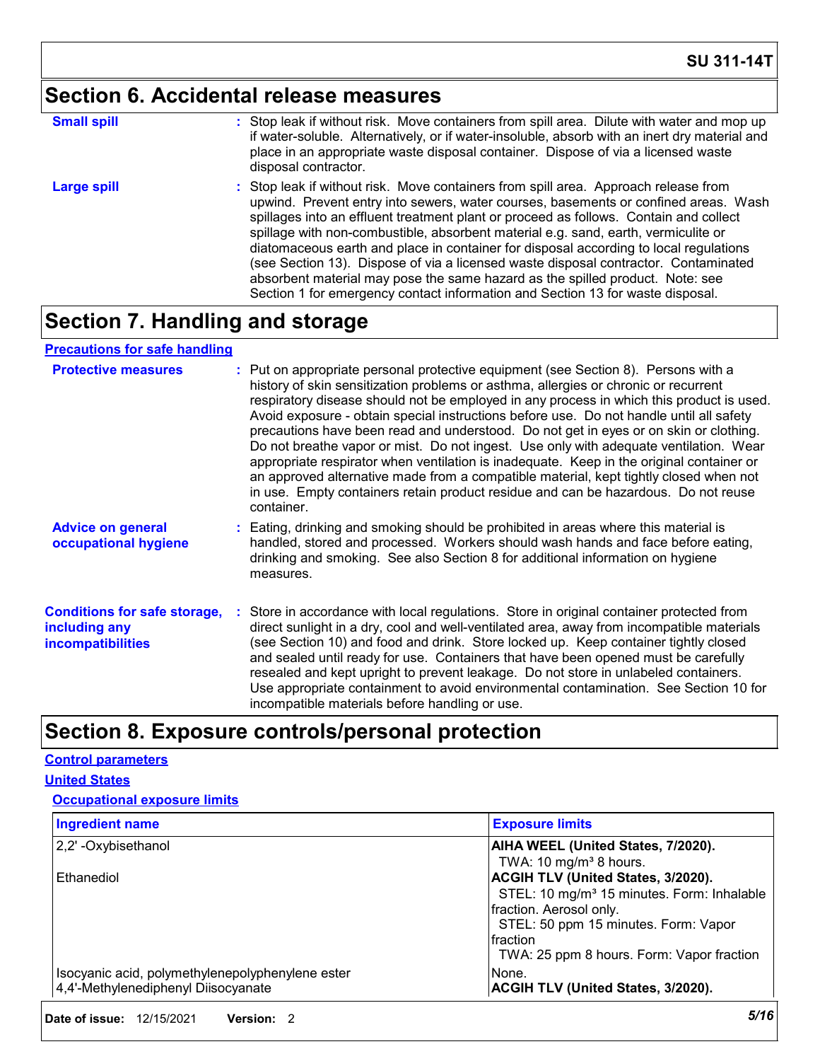## Section 6. Accidental release measures

**Small spill** : Stop leak if without risk. Move containers from spill area. Dilute with water and mop up if water-soluble. Alternatively, or if water-insoluble, absorb with an inert dry material and place in an appropriate waste disposal container. Dispose of via a licensed waste disposal contractor.

**Large spill** : Stop leak if without risk. Move containers from spill area. Approach release from upwind. Prevent entry into sewers, water courses, basements or confined areas. Wash spillages into an effluent treatment plant or proceed as follows. Contain and collect spillage with non-combustible, absorbent material e.g. sand, earth, vermiculite or diatomaceous earth and place in container for disposal according to local regulations (see Section 13). Dispose of via a licensed waste disposal contractor. Contaminated absorbent material may pose the same hazard as the spilled product. Note: see Section 1 for emergency contact information and Section 13 for waste disposal.

## Section 7. Handling and storage

### Precautions for safe handling

**Protective measures** : Put on appropriate personal protective equipment (see Section 8). Persons with a history of skin sensitization problems or asthma, allergies or chronic or recurrent respiratory disease should not be employed in any process in which this product is used. Avoid exposure - obtain special instructions before use. Do not handle until all safety precautions have been read and understood. Do not get in eyes or on skin or clothing. Do not breathe vapor or mist. Do not ingest. Use only with adequate ventilation. Wear appropriate respirator when ventilation is inadequate. Keep in the original container or an approved alternative made from a compatible material, kept tightly closed when not in use. Empty containers retain product residue and can be hazardous. Do not reuse container.

**Advice on general occupational hygiene** : Eating, drinking and smoking should be prohibited in areas where this material is handled, stored and processed. Workers should wash hands and face before eating, drinking and smoking. See also Section 8 for additional information on hygiene measures.

**Conditions for safe storage, including any incompatibilities** : Store in accordance with local regulations. Store in original container protected from direct sunlight in a dry, cool and well-ventilated area, away from incompatible materials (see Section 10) and food and drink. Store locked up. Keep container tightly closed and sealed until ready for use. Containers that have been opened must be carefully resealed and kept upright to prevent leakage. Do not store in unlabeled containers. Use appropriate containment to avoid environmental contamination. See Section 10 for incompatible materials before handling or use.

## Section 8. Exposure controls/personal protection

### Control parameters

### United States

### Occupational exposure limits

| Ingredient name | Exposure limits |
|---|---|
| 2,2' -Oxybisethanol | **AIHA WEEL (United States, 7/2020).**<br>TWA: 10 mg/m³ 8 hours. |
| Ethanediol | **ACGIH TLV (United States, 3/2020).**<br>STEL: 10 mg/m³ 15 minutes. Form: Inhalable fraction. Aerosol only.<br>STEL: 50 ppm 15 minutes. Form: Vapor fraction<br>TWA: 25 ppm 8 hours. Form: Vapor fraction |
| Isocyanic acid, polymethylenepolyphenylene ester | None. |
| 4,4'-Methylenediphenyl Diisocyanate | **ACGIH TLV (United States, 3/2020).** |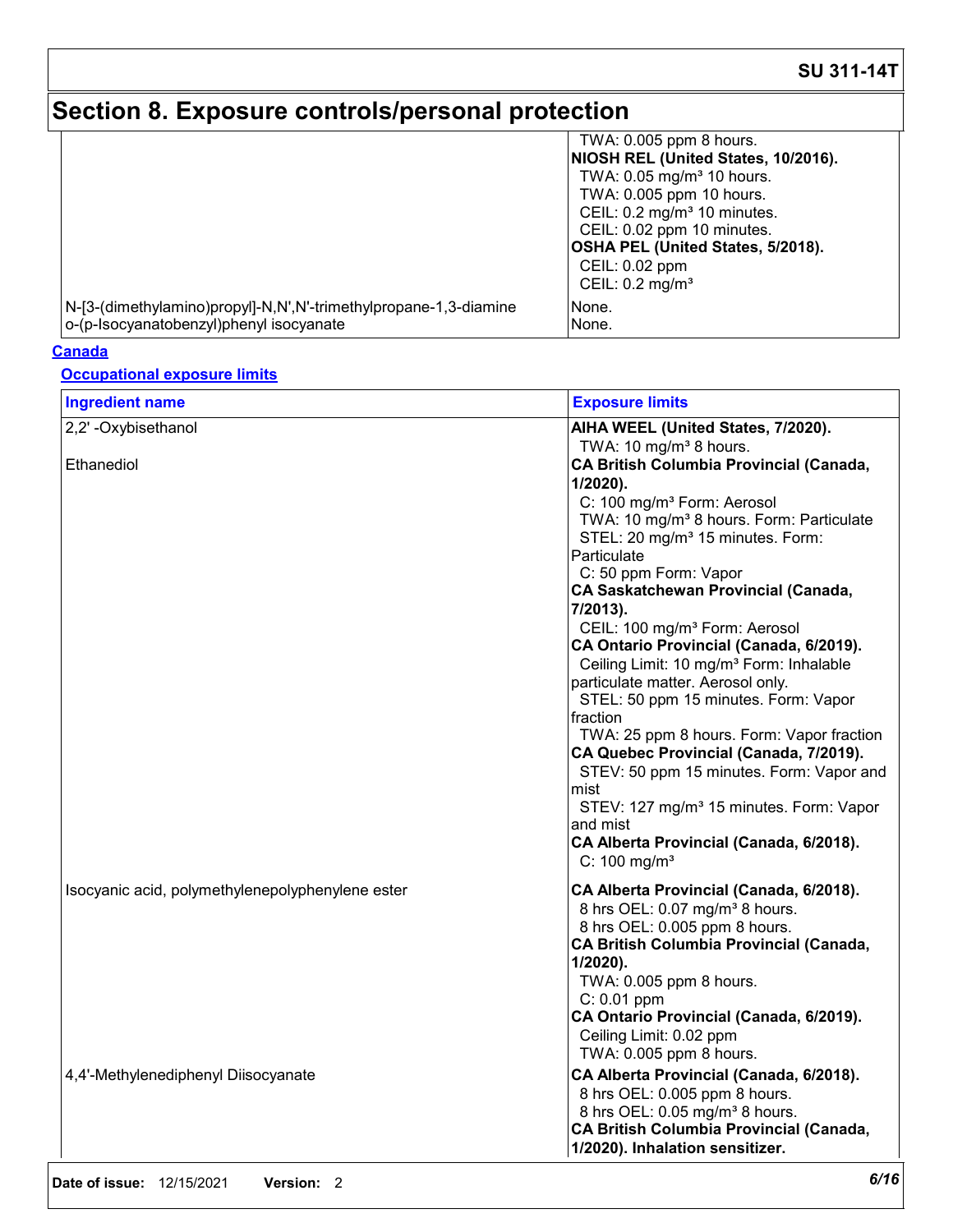# Section 8. Exposure controls/personal protection

| | |
|---|---|
| | TWA: 0.005 ppm 8 hours.<br>**NIOSH REL (United States, 10/2016).**<br>TWA: 0.05 mg/m³ 10 hours.<br>TWA: 0.005 ppm 10 hours.<br>CEIL: 0.2 mg/m³ 10 minutes.<br>CEIL: 0.02 ppm 10 minutes.<br>**OSHA PEL (United States, 5/2018).**<br>CEIL: 0.02 ppm<br>CEIL: 0.2 mg/m³ |
| N-[3-(dimethylamino)propyl]-N,N',N'-trimethylpropane-1,3-diamine | None. |
| o-(p-Isocyanatobenzyl)phenyl isocyanate | None. |

**Canada**

**Occupational exposure limits**

| Ingredient name | Exposure limits |
|---|---|
| 2,2' -Oxybisethanol | **AIHA WEEL (United States, 7/2020).**<br>TWA: 10 mg/m³ 8 hours. |
| Ethanediol | **CA British Columbia Provincial (Canada, 1/2020).**<br>C: 100 mg/m³ Form: Aerosol<br>TWA: 10 mg/m³ 8 hours. Form: Particulate<br>STEL: 20 mg/m³ 15 minutes. Form: Particulate<br>C: 50 ppm Form: Vapor<br>**CA Saskatchewan Provincial (Canada, 7/2013).**<br>CEIL: 100 mg/m³ Form: Aerosol<br>**CA Ontario Provincial (Canada, 6/2019).**<br>Ceiling Limit: 10 mg/m³ Form: Inhalable particulate matter. Aerosol only.<br>STEL: 50 ppm 15 minutes. Form: Vapor fraction<br>TWA: 25 ppm 8 hours. Form: Vapor fraction<br>**CA Quebec Provincial (Canada, 7/2019).**<br>STEV: 50 ppm 15 minutes. Form: Vapor and mist<br>STEV: 127 mg/m³ 15 minutes. Form: Vapor and mist<br>**CA Alberta Provincial (Canada, 6/2018).**<br>C: 100 mg/m³ |
| Isocyanic acid, polymethylenepolyphenylene ester | **CA Alberta Provincial (Canada, 6/2018).**<br>8 hrs OEL: 0.07 mg/m³ 8 hours.<br>8 hrs OEL: 0.005 ppm 8 hours.<br>**CA British Columbia Provincial (Canada, 1/2020).**<br>TWA: 0.005 ppm 8 hours.<br>C: 0.01 ppm<br>**CA Ontario Provincial (Canada, 6/2019).**<br>Ceiling Limit: 0.02 ppm<br>TWA: 0.005 ppm 8 hours. |
| 4,4'-Methylenediphenyl Diisocyanate | **CA Alberta Provincial (Canada, 6/2018).**<br>8 hrs OEL: 0.005 ppm 8 hours.<br>8 hrs OEL: 0.05 mg/m³ 8 hours.<br>**CA British Columbia Provincial (Canada, 1/2020). Inhalation sensitizer.** |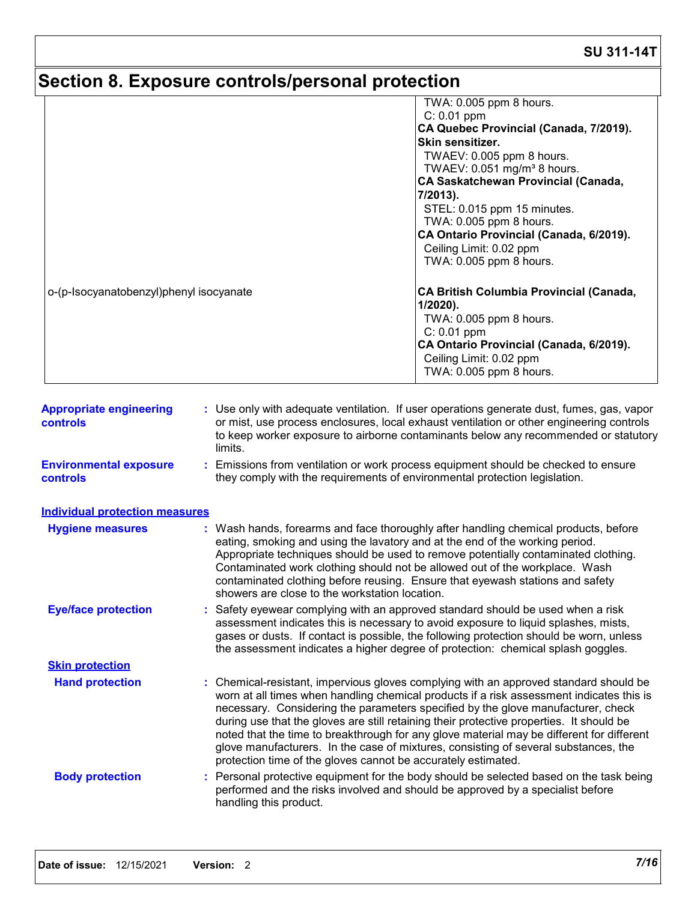## Section 8. Exposure controls/personal protection

| Ingredient name | Exposure limits |
|---|---|
| | TWA: 0.005 ppm 8 hours.<br>C: 0.01 ppm<br>**CA Quebec Provincial (Canada, 7/2019). Skin sensitizer.**<br>TWAEV: 0.005 ppm 8 hours.<br>TWAEV: 0.051 mg/m³ 8 hours.<br>**CA Saskatchewan Provincial (Canada, 7/2013).**<br>STEL: 0.015 ppm 15 minutes.<br>TWA: 0.005 ppm 8 hours.<br>**CA Ontario Provincial (Canada, 6/2019).**<br>Ceiling Limit: 0.02 ppm<br>TWA: 0.005 ppm 8 hours. |
| o-(p-Isocyanatobenzyl)phenyl isocyanate | **CA British Columbia Provincial (Canada, 1/2020).**<br>TWA: 0.005 ppm 8 hours.<br>C: 0.01 ppm<br>**CA Ontario Provincial (Canada, 6/2019).**<br>Ceiling Limit: 0.02 ppm<br>TWA: 0.005 ppm 8 hours. |

**Appropriate engineering controls** : Use only with adequate ventilation. If user operations generate dust, fumes, gas, vapor or mist, use process enclosures, local exhaust ventilation or other engineering controls to keep worker exposure to airborne contaminants below any recommended or statutory limits.

**Environmental exposure controls** : Emissions from ventilation or work process equipment should be checked to ensure they comply with the requirements of environmental protection legislation.

### Individual protection measures

**Hygiene measures** : Wash hands, forearms and face thoroughly after handling chemical products, before eating, smoking and using the lavatory and at the end of the working period. Appropriate techniques should be used to remove potentially contaminated clothing. Contaminated work clothing should not be allowed out of the workplace. Wash contaminated clothing before reusing. Ensure that eyewash stations and safety showers are close to the workstation location.

**Eye/face protection** : Safety eyewear complying with an approved standard should be used when a risk assessment indicates this is necessary to avoid exposure to liquid splashes, mists, gases or dusts. If contact is possible, the following protection should be worn, unless the assessment indicates a higher degree of protection: chemical splash goggles.

#### Skin protection

**Hand protection** : Chemical-resistant, impervious gloves complying with an approved standard should be worn at all times when handling chemical products if a risk assessment indicates this is necessary. Considering the parameters specified by the glove manufacturer, check during use that the gloves are still retaining their protective properties. It should be noted that the time to breakthrough for any glove material may be different for different glove manufacturers. In the case of mixtures, consisting of several substances, the protection time of the gloves cannot be accurately estimated.

**Body protection** : Personal protective equipment for the body should be selected based on the task being performed and the risks involved and should be approved by a specialist before handling this product.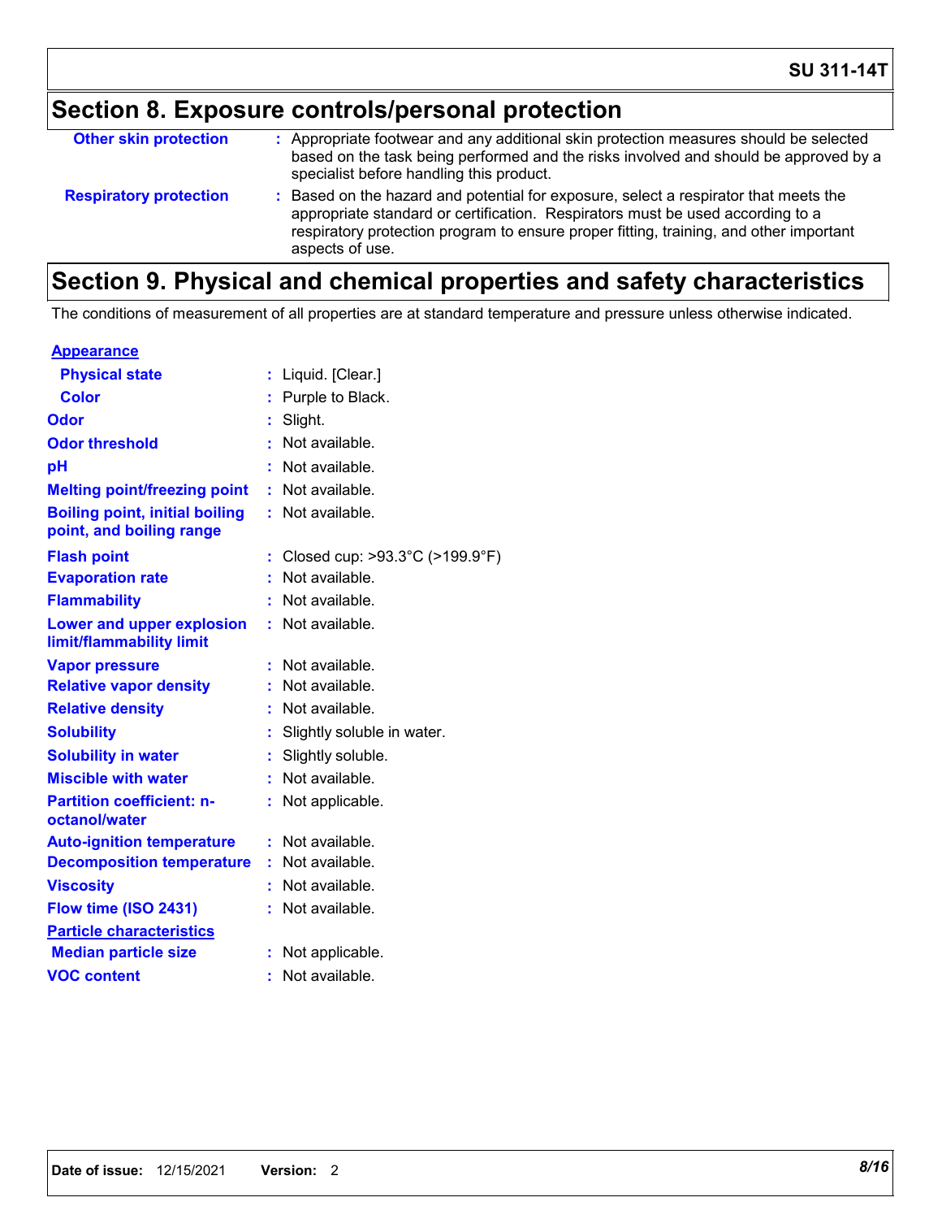## Section 8. Exposure controls/personal protection

**Other skin protection** : Appropriate footwear and any additional skin protection measures should be selected based on the task being performed and the risks involved and should be approved by a specialist before handling this product.

**Respiratory protection** : Based on the hazard and potential for exposure, select a respirator that meets the appropriate standard or certification. Respirators must be used according to a respiratory protection program to ensure proper fitting, training, and other important aspects of use.

## Section 9. Physical and chemical properties and safety characteristics

The conditions of measurement of all properties are at standard temperature and pressure unless otherwise indicated.

**Appearance**

| Property | Value |
|---|---|
| **Physical state** | Liquid. [Clear.] |
| **Color** | Purple to Black. |
| **Odor** | Slight. |
| **Odor threshold** | Not available. |
| **pH** | Not available. |
| **Melting point/freezing point** | Not available. |
| **Boiling point, initial boiling point, and boiling range** | Not available. |
| **Flash point** | Closed cup: >93.3°C (>199.9°F) |
| **Evaporation rate** | Not available. |
| **Flammability** | Not available. |
| **Lower and upper explosion limit/flammability limit** | Not available. |
| **Vapor pressure** | Not available. |
| **Relative vapor density** | Not available. |
| **Relative density** | Not available. |
| **Solubility** | Slightly soluble in water. |
| **Solubility in water** | Slightly soluble. |
| **Miscible with water** | Not available. |
| **Partition coefficient: n-octanol/water** | Not applicable. |
| **Auto-ignition temperature** | Not available. |
| **Decomposition temperature** | Not available. |
| **Viscosity** | Not available. |
| **Flow time (ISO 2431)** | Not available. |

**Particle characteristics**

| Property | Value |
|---|---|
| **Median particle size** | Not applicable. |
| **VOC content** | Not available. |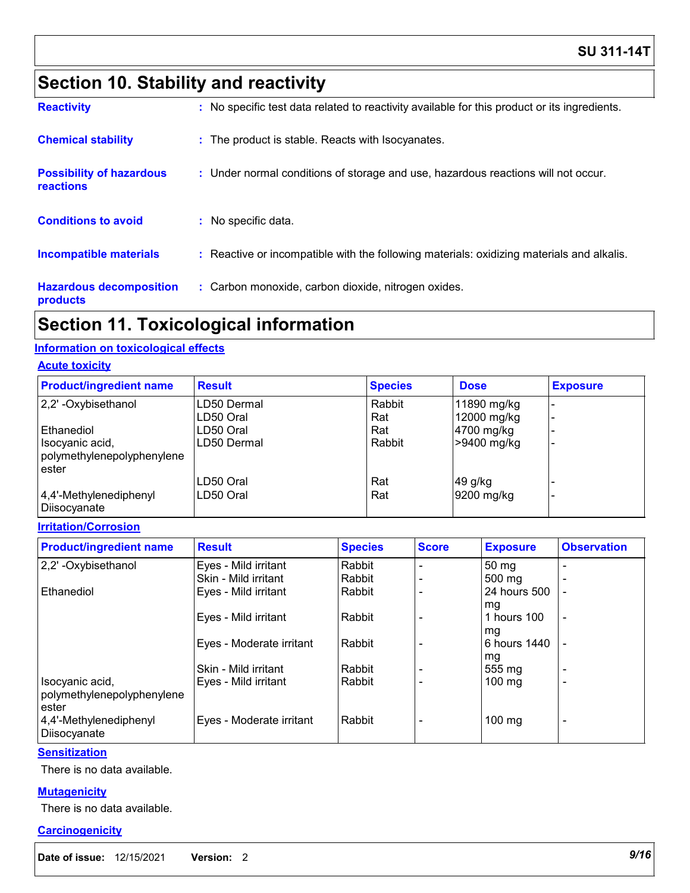# Section 10. Stability and reactivity

**Reactivity** : No specific test data related to reactivity available for this product or its ingredients.

**Chemical stability** : The product is stable. Reacts with Isocyanates.

**Possibility of hazardous reactions** : Under normal conditions of storage and use, hazardous reactions will not occur.

**Conditions to avoid** : No specific data.

**Incompatible materials** : Reactive or incompatible with the following materials: oxidizing materials and alkalis.

**Hazardous decomposition products** : Carbon monoxide, carbon dioxide, nitrogen oxides.

# Section 11. Toxicological information

## Information on toxicological effects

### Acute toxicity

| Product/ingredient name | Result | Species | Dose | Exposure |
|---|---|---|---|---|
| 2,2' -Oxybisethanol | LD50 Dermal | Rabbit | 11890 mg/kg | - |
| | LD50 Oral | Rat | 12000 mg/kg | - |
| Ethanediol | LD50 Oral | Rat | 4700 mg/kg | - |
| Isocyanic acid, polymethylenepolyphenylene ester | LD50 Dermal | Rabbit | >9400 mg/kg | - |
| | LD50 Oral | Rat | 49 g/kg | - |
| 4,4'-Methylenediphenyl Diisocyanate | LD50 Oral | Rat | 9200 mg/kg | - |

### Irritation/Corrosion

| Product/ingredient name | Result | Species | Score | Exposure | Observation |
|---|---|---|---|---|---|
| 2,2' -Oxybisethanol | Eyes - Mild irritant | Rabbit | - | 50 mg | - |
| | Skin - Mild irritant | Rabbit | - | 500 mg | - |
| Ethanediol | Eyes - Mild irritant | Rabbit | - | 24 hours 500 mg | - |
| | Eyes - Mild irritant | Rabbit | - | 1 hours 100 mg | - |
| | Eyes - Moderate irritant | Rabbit | - | 6 hours 1440 mg | - |
| | Skin - Mild irritant | Rabbit | - | 555 mg | - |
| Isocyanic acid, polymethylenepolyphenylene ester | Eyes - Mild irritant | Rabbit | - | 100 mg | - |
| 4,4'-Methylenediphenyl Diisocyanate | Eyes - Moderate irritant | Rabbit | - | 100 mg | - |

### Sensitization

There is no data available.

### Mutagenicity

There is no data available.

### Carcinogenicity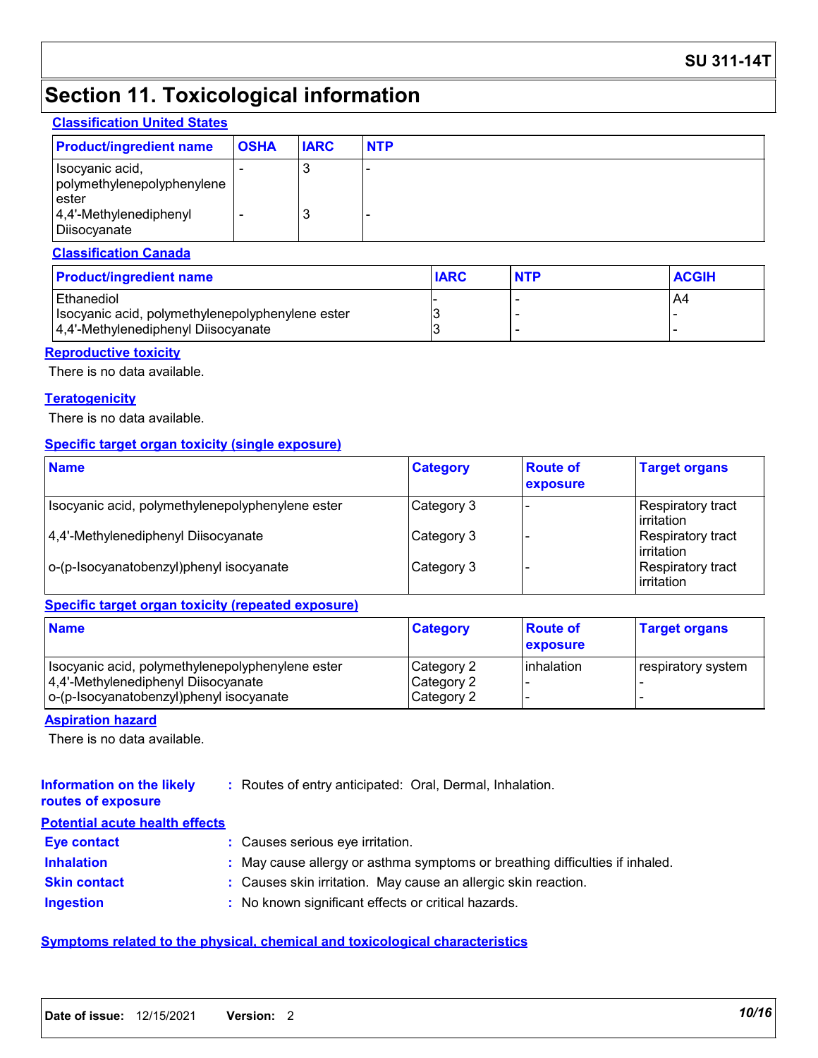## Section 11. Toxicological information

**Classification United States**

| Product/ingredient name | OSHA | IARC | NTP |
| --- | --- | --- | --- |
| Isocyanic acid, polymethylenepolyphenylene ester | - | 3 | - |
| 4,4'-Methylenediphenyl Diisocyanate | - | 3 | - |

**Classification Canada**

| Product/ingredient name | IARC | NTP | ACGIH |
| --- | --- | --- | --- |
| Ethanediol | - | - | A4 |
| Isocyanic acid, polymethylenepolyphenylene ester | 3 | - | - |
| 4,4'-Methylenediphenyl Diisocyanate | 3 | - | - |

**Reproductive toxicity**

There is no data available.

**Teratogenicity**

There is no data available.

**Specific target organ toxicity (single exposure)**

| Name | Category | Route of exposure | Target organs |
| --- | --- | --- | --- |
| Isocyanic acid, polymethylenepolyphenylene ester | Category 3 | - | Respiratory tract irritation |
| 4,4'-Methylenediphenyl Diisocyanate | Category 3 | - | Respiratory tract irritation |
| o-(p-Isocyanatobenzyl)phenyl isocyanate | Category 3 | - | Respiratory tract irritation |

**Specific target organ toxicity (repeated exposure)**

| Name | Category | Route of exposure | Target organs |
| --- | --- | --- | --- |
| Isocyanic acid, polymethylenepolyphenylene ester | Category 2 | inhalation | respiratory system |
| 4,4'-Methylenediphenyl Diisocyanate | Category 2 | - | - |
| o-(p-Isocyanatobenzyl)phenyl isocyanate | Category 2 | - | - |

**Aspiration hazard**

There is no data available.

**Information on the likely routes of exposure** : Routes of entry anticipated: Oral, Dermal, Inhalation.

**Potential acute health effects**

**Eye contact** : Causes serious eye irritation.

**Inhalation** : May cause allergy or asthma symptoms or breathing difficulties if inhaled.

**Skin contact** : Causes skin irritation. May cause an allergic skin reaction.

**Ingestion** : No known significant effects or critical hazards.

**Symptoms related to the physical, chemical and toxicological characteristics**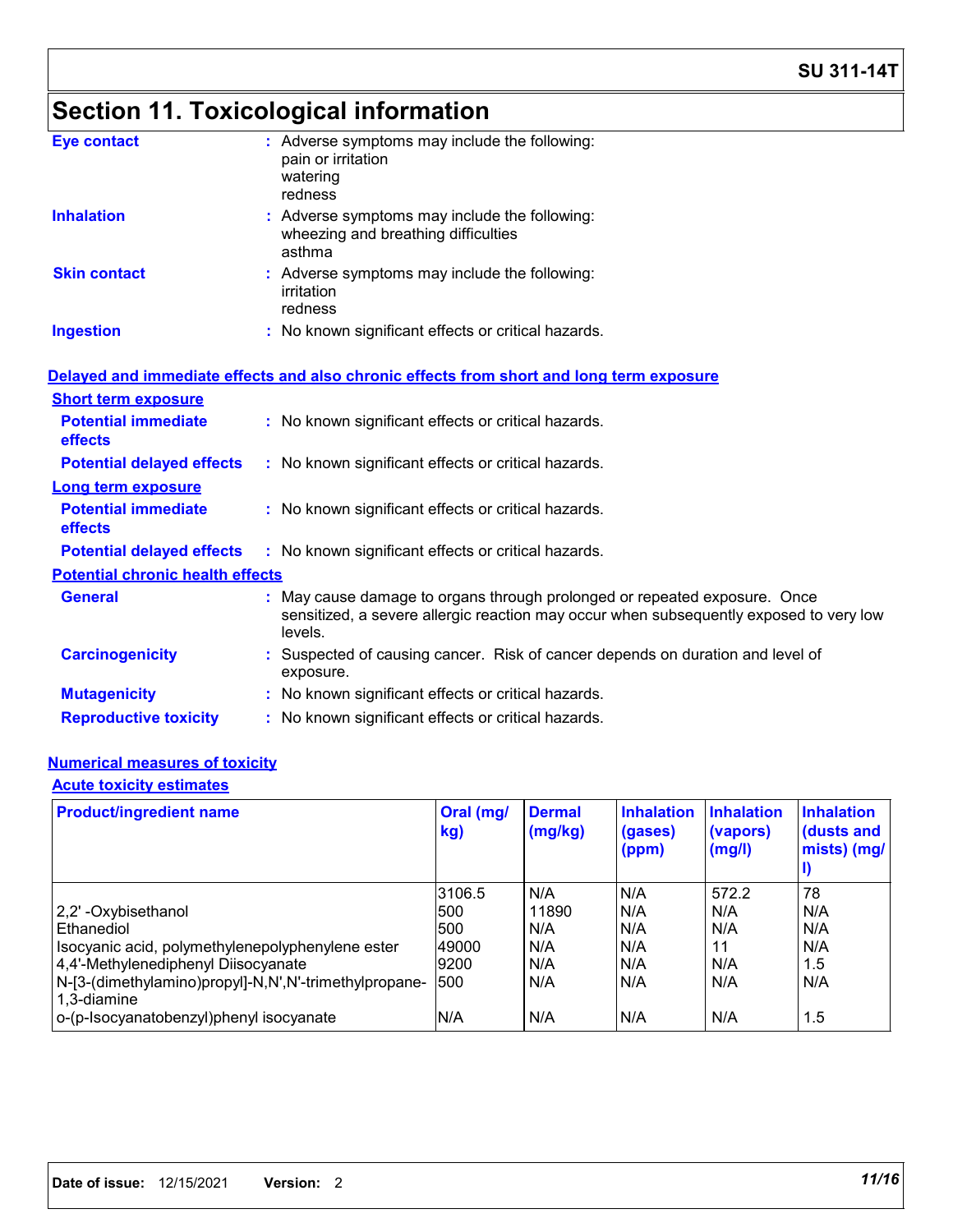# Section 11. Toxicological information

**Eye contact** : Adverse symptoms may include the following:
pain or irritation
watering
redness

**Inhalation** : Adverse symptoms may include the following:
wheezing and breathing difficulties
asthma

**Skin contact** : Adverse symptoms may include the following:
irritation
redness

**Ingestion** : No known significant effects or critical hazards.

## Delayed and immediate effects and also chronic effects from short and long term exposure

### Short term exposure

**Potential immediate effects** : No known significant effects or critical hazards.

**Potential delayed effects** : No known significant effects or critical hazards.

### Long term exposure

**Potential immediate effects** : No known significant effects or critical hazards.

**Potential delayed effects** : No known significant effects or critical hazards.

### Potential chronic health effects

**General** : May cause damage to organs through prolonged or repeated exposure. Once sensitized, a severe allergic reaction may occur when subsequently exposed to very low levels.

**Carcinogenicity** : Suspected of causing cancer. Risk of cancer depends on duration and level of exposure.

**Mutagenicity** : No known significant effects or critical hazards.

**Reproductive toxicity** : No known significant effects or critical hazards.

## Numerical measures of toxicity

### Acute toxicity estimates

| Product/ingredient name | Oral (mg/kg) | Dermal (mg/kg) | Inhalation (gases) (ppm) | Inhalation (vapors) (mg/l) | Inhalation (dusts and mists) (mg/l) |
|---|---|---|---|---|---|
| | 3106.5 | N/A | N/A | 572.2 | 78 |
| 2,2' -Oxybisethanol | 500 | 11890 | N/A | N/A | N/A |
| Ethanediol | 500 | N/A | N/A | N/A | N/A |
| Isocyanic acid, polymethylenepolyphenylene ester | 49000 | N/A | N/A | 11 | N/A |
| 4,4'-Methylenediphenyl Diisocyanate | 9200 | N/A | N/A | N/A | 1.5 |
| N-[3-(dimethylamino)propyl]-N,N',N'-trimethylpropane-1,3-diamine | 500 | N/A | N/A | N/A | N/A |
| o-(p-Isocyanatobenzyl)phenyl isocyanate | N/A | N/A | N/A | N/A | 1.5 |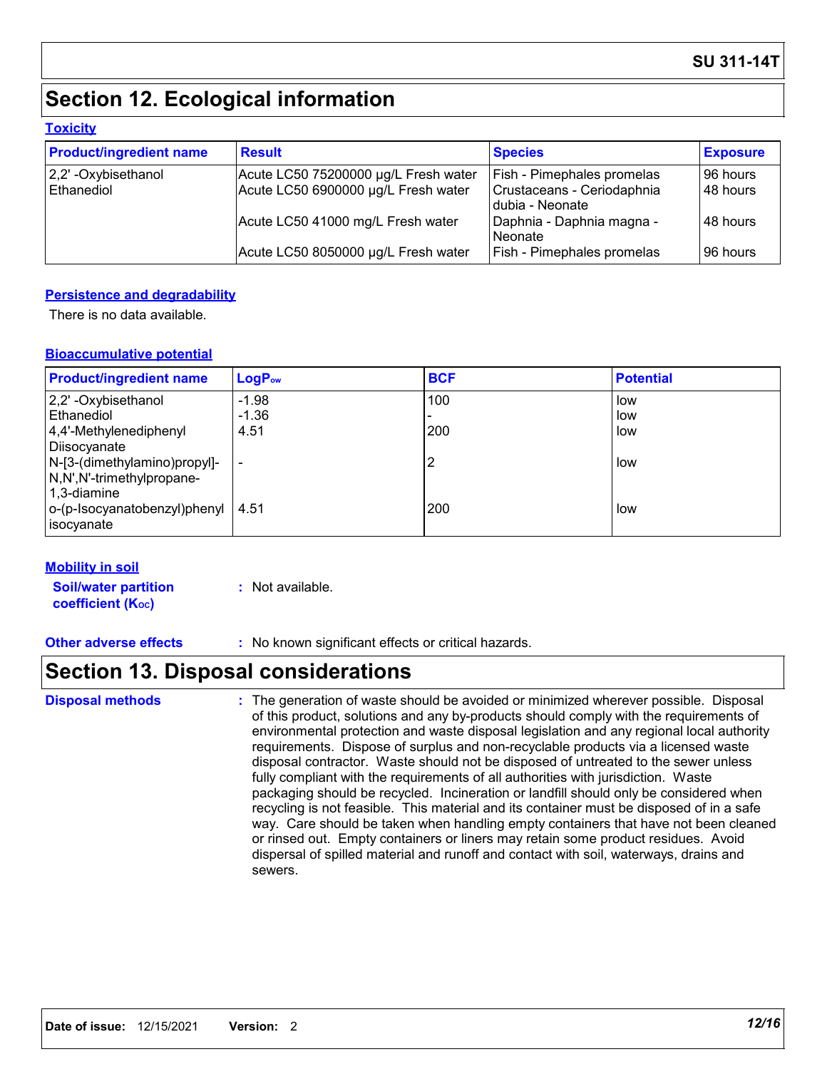# Section 12. Ecological information

### Toxicity

| Product/ingredient name | Result | Species | Exposure |
|---|---|---|---|
| 2,2' -Oxybisethanol | Acute LC50 75200000 µg/L Fresh water | Fish - Pimephales promelas | 96 hours |
| Ethanediol | Acute LC50 6900000 µg/L Fresh water | Crustaceans - Ceriodaphnia dubia - Neonate | 48 hours |
| | Acute LC50 41000 mg/L Fresh water | Daphnia - Daphnia magna - Neonate | 48 hours |
| | Acute LC50 8050000 µg/L Fresh water | Fish - Pimephales promelas | 96 hours |

### Persistence and degradability

There is no data available.

### Bioaccumulative potential

| Product/ingredient name | $LogP_{ow}$ | BCF | Potential |
|---|---|---|---|
| 2,2' -Oxybisethanol | -1.98 | 100 | low |
| Ethanediol | -1.36 | - | low |
| 4,4'-Methylenediphenyl Diisocyanate | 4.51 | 200 | low |
| N-[3-(dimethylamino)propyl]-N,N',N'-trimethylpropane-1,3-diamine | - | 2 | low |
| o-(p-Isocyanatobenzyl)phenyl isocyanate | 4.51 | 200 | low |

### Mobility in soil

**Soil/water partition coefficient ($K_{OC}$)** : Not available.

**Other adverse effects** : No known significant effects or critical hazards.

# Section 13. Disposal considerations

**Disposal methods** : The generation of waste should be avoided or minimized wherever possible. Disposal of this product, solutions and any by-products should comply with the requirements of environmental protection and waste disposal legislation and any regional local authority requirements. Dispose of surplus and non-recyclable products via a licensed waste disposal contractor. Waste should not be disposed of untreated to the sewer unless fully compliant with the requirements of all authorities with jurisdiction. Waste packaging should be recycled. Incineration or landfill should only be considered when recycling is not feasible. This material and its container must be disposed of in a safe way. Care should be taken when handling empty containers that have not been cleaned or rinsed out. Empty containers or liners may retain some product residues. Avoid dispersal of spilled material and runoff and contact with soil, waterways, drains and sewers.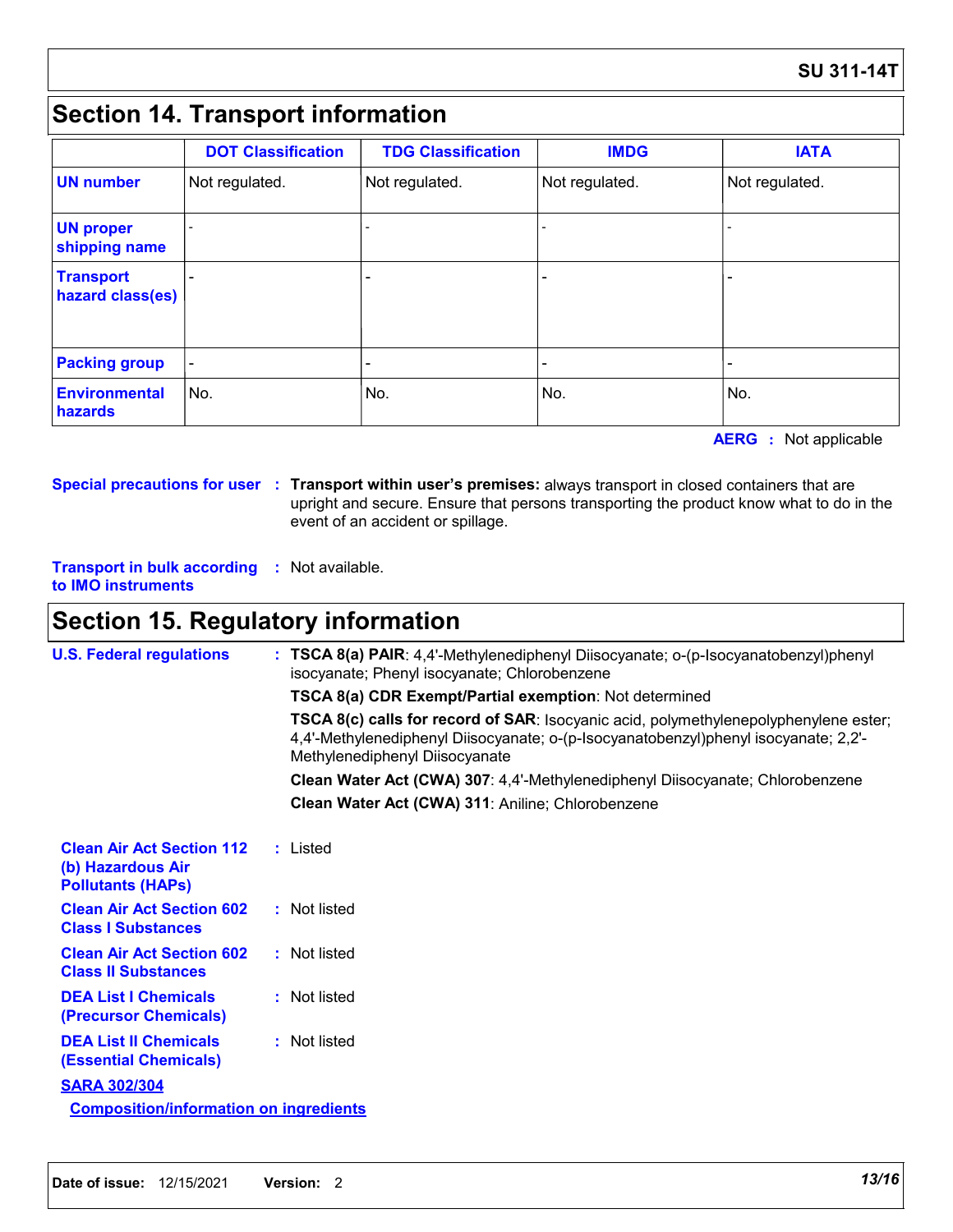## Section 14. Transport information

| | DOT Classification | TDG Classification | IMDG | IATA |
|---|---|---|---|---|
| **UN number** | Not regulated. | Not regulated. | Not regulated. | Not regulated. |
| **UN proper shipping name** | - | - | - | - |
| **Transport hazard class(es)** | - | - | - | - |
| **Packing group** | - | - | - | - |
| **Environmental hazards** | No. | No. | No. | No. |

**AERG** : Not applicable

**Special precautions for user** : **Transport within user's premises:** always transport in closed containers that are upright and secure. Ensure that persons transporting the product know what to do in the event of an accident or spillage.

**Transport in bulk according to IMO instruments** : Not available.

## Section 15. Regulatory information

**U.S. Federal regulations** : **TSCA 8(a) PAIR**: 4,4'-Methylenediphenyl Diisocyanate; o-(p-Isocyanatobenzyl)phenyl isocyanate; Phenyl isocyanate; Chlorobenzene

**TSCA 8(a) CDR Exempt/Partial exemption**: Not determined

**TSCA 8(c) calls for record of SAR**: Isocyanic acid, polymethylenepolyphenylene ester; 4,4'-Methylenediphenyl Diisocyanate; o-(p-Isocyanatobenzyl)phenyl isocyanate; 2,2'-Methylenediphenyl Diisocyanate

**Clean Water Act (CWA) 307**: 4,4'-Methylenediphenyl Diisocyanate; Chlorobenzene

**Clean Water Act (CWA) 311**: Aniline; Chlorobenzene

**Clean Air Act Section 112 (b) Hazardous Air Pollutants (HAPs)** : Listed

**Clean Air Act Section 602 Class I Substances** : Not listed

**Clean Air Act Section 602 Class II Substances** : Not listed

**DEA List I Chemicals (Precursor Chemicals)** : Not listed

**DEA List II Chemicals (Essential Chemicals)** : Not listed

**SARA 302/304**

**Composition/information on ingredients**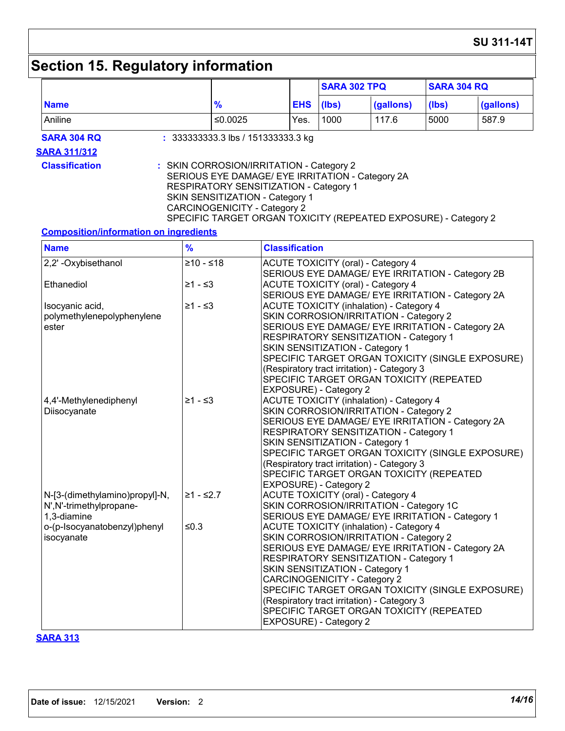# Section 15. Regulatory information

| Name | % | EHS | SARA 302 TPQ | | SARA 304 RQ | |
|---|---|---|---|---|---|---|
| | | | (lbs) | (gallons) | (lbs) | (gallons) |
| Aniline | ≤0.0025 | Yes. | 1000 | 117.6 | 5000 | 587.9 |

**SARA 304 RQ** : 333333333.3 lbs / 151333333.3 kg

**SARA 311/312**

**Classification** : SKIN CORROSION/IRRITATION - Category 2
SERIOUS EYE DAMAGE/ EYE IRRITATION - Category 2A
RESPIRATORY SENSITIZATION - Category 1
SKIN SENSITIZATION - Category 1
CARCINOGENICITY - Category 2
SPECIFIC TARGET ORGAN TOXICITY (REPEATED EXPOSURE) - Category 2

**Composition/information on ingredients**

| Name | % | Classification |
|---|---|---|
| 2,2' -Oxybisethanol | ≥10 - ≤18 | ACUTE TOXICITY (oral) - Category 4<br>SERIOUS EYE DAMAGE/ EYE IRRITATION - Category 2B |
| Ethanediol | ≥1 - ≤3 | ACUTE TOXICITY (oral) - Category 4<br>SERIOUS EYE DAMAGE/ EYE IRRITATION - Category 2A |
| Isocyanic acid, polymethylenepolyphenylene ester | ≥1 - ≤3 | ACUTE TOXICITY (inhalation) - Category 4<br>SKIN CORROSION/IRRITATION - Category 2<br>SERIOUS EYE DAMAGE/ EYE IRRITATION - Category 2A<br>RESPIRATORY SENSITIZATION - Category 1<br>SKIN SENSITIZATION - Category 1<br>SPECIFIC TARGET ORGAN TOXICITY (SINGLE EXPOSURE) (Respiratory tract irritation) - Category 3<br>SPECIFIC TARGET ORGAN TOXICITY (REPEATED EXPOSURE) - Category 2 |
| 4,4'-Methylenediphenyl Diisocyanate | ≥1 - ≤3 | ACUTE TOXICITY (inhalation) - Category 4<br>SKIN CORROSION/IRRITATION - Category 2<br>SERIOUS EYE DAMAGE/ EYE IRRITATION - Category 2A<br>RESPIRATORY SENSITIZATION - Category 1<br>SKIN SENSITIZATION - Category 1<br>SPECIFIC TARGET ORGAN TOXICITY (SINGLE EXPOSURE) (Respiratory tract irritation) - Category 3<br>SPECIFIC TARGET ORGAN TOXICITY (REPEATED EXPOSURE) - Category 2 |
| N-[3-(dimethylamino)propyl]-N, N',N'-trimethylpropane-1,3-diamine | ≥1 - ≤2.7 | ACUTE TOXICITY (oral) - Category 4<br>SKIN CORROSION/IRRITATION - Category 1C<br>SERIOUS EYE DAMAGE/ EYE IRRITATION - Category 1 |
| o-(p-Isocyanatobenzyl)phenyl isocyanate | ≤0.3 | ACUTE TOXICITY (inhalation) - Category 4<br>SKIN CORROSION/IRRITATION - Category 2<br>SERIOUS EYE DAMAGE/ EYE IRRITATION - Category 2A<br>RESPIRATORY SENSITIZATION - Category 1<br>SKIN SENSITIZATION - Category 1<br>CARCINOGENICITY - Category 2<br>SPECIFIC TARGET ORGAN TOXICITY (SINGLE EXPOSURE) (Respiratory tract irritation) - Category 3<br>SPECIFIC TARGET ORGAN TOXICITY (REPEATED EXPOSURE) - Category 2 |

**SARA 313**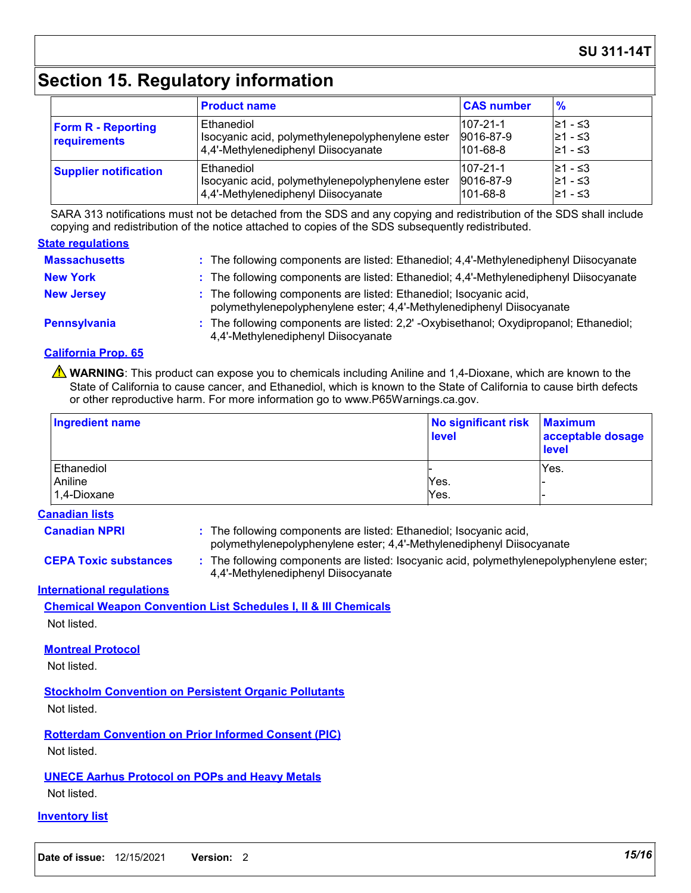# Section 15. Regulatory information

| | Product name | CAS number | % |
|---|---|---|---|
| **Form R - Reporting requirements** | Ethanediol<br>Isocyanic acid, polymethylenepolyphenylene ester<br>4,4'-Methylenediphenyl Diisocyanate | 107-21-1<br>9016-87-9<br>101-68-8 | ≥1 - ≤3<br>≥1 - ≤3<br>≥1 - ≤3 |
| **Supplier notification** | Ethanediol<br>Isocyanic acid, polymethylenepolyphenylene ester<br>4,4'-Methylenediphenyl Diisocyanate | 107-21-1<br>9016-87-9<br>101-68-8 | ≥1 - ≤3<br>≥1 - ≤3<br>≥1 - ≤3 |

SARA 313 notifications must not be detached from the SDS and any copying and redistribution of the SDS shall include copying and redistribution of the notice attached to copies of the SDS subsequently redistributed.

## State regulations

**Massachusetts** : The following components are listed: Ethanediol; 4,4'-Methylenediphenyl Diisocyanate

**New York** : The following components are listed: Ethanediol; 4,4'-Methylenediphenyl Diisocyanate

**New Jersey** : The following components are listed: Ethanediol; Isocyanic acid, polymethylenepolyphenylene ester; 4,4'-Methylenediphenyl Diisocyanate

**Pennsylvania** : The following components are listed: 2,2' -Oxybisethanol; Oxydipropanol; Ethanediol; 4,4'-Methylenediphenyl Diisocyanate

### California Prop. 65

⚠ **WARNING**: This product can expose you to chemicals including Aniline and 1,4-Dioxane, which are known to the State of California to cause cancer, and Ethanediol, which is known to the State of California to cause birth defects or other reproductive harm. For more information go to www.P65Warnings.ca.gov.

| Ingredient name | No significant risk level | Maximum acceptable dosage level |
|---|---|---|
| Ethanediol | - | Yes. |
| Aniline | Yes. | - |
| 1,4-Dioxane | Yes. | - |

## Canadian lists

**Canadian NPRI** : The following components are listed: Ethanediol; Isocyanic acid, polymethylenepolyphenylene ester; 4,4'-Methylenediphenyl Diisocyanate

**CEPA Toxic substances** : The following components are listed: Isocyanic acid, polymethylenepolyphenylene ester; 4,4'-Methylenediphenyl Diisocyanate

## International regulations

### Chemical Weapon Convention List Schedules I, II & III Chemicals

Not listed.

### Montreal Protocol

Not listed.

### Stockholm Convention on Persistent Organic Pollutants

Not listed.

### Rotterdam Convention on Prior Informed Consent (PIC)

Not listed.

### UNECE Aarhus Protocol on POPs and Heavy Metals

Not listed.

## Inventory list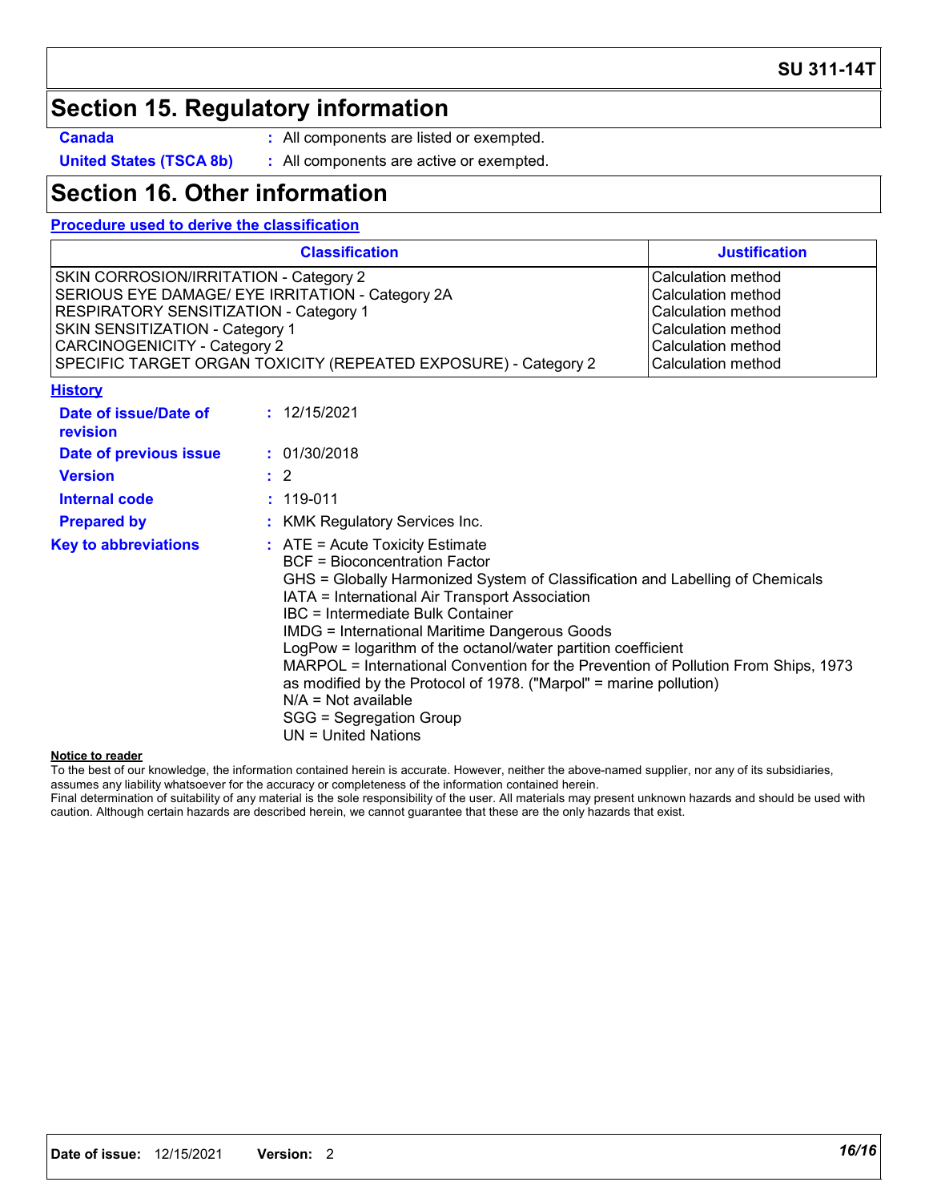## Section 15. Regulatory information

**Canada** : All components are listed or exempted.

**United States (TSCA 8b)** : All components are active or exempted.

## Section 16. Other information

**Procedure used to derive the classification**

| Classification | Justification |
|---|---|
| SKIN CORROSION/IRRITATION - Category 2 | Calculation method |
| SERIOUS EYE DAMAGE/ EYE IRRITATION - Category 2A | Calculation method |
| RESPIRATORY SENSITIZATION - Category 1 | Calculation method |
| SKIN SENSITIZATION - Category 1 | Calculation method |
| CARCINOGENICITY - Category 2 | Calculation method |
| SPECIFIC TARGET ORGAN TOXICITY (REPEATED EXPOSURE) - Category 2 | Calculation method |

**History**

**Date of issue/Date of revision** : 12/15/2021

**Date of previous issue** : 01/30/2018

**Version** : 2

**Internal code** : 119-011

**Prepared by** : KMK Regulatory Services Inc.

**Key to abbreviations** :
ATE = Acute Toxicity Estimate
BCF = Bioconcentration Factor
GHS = Globally Harmonized System of Classification and Labelling of Chemicals
IATA = International Air Transport Association
IBC = Intermediate Bulk Container
IMDG = International Maritime Dangerous Goods
LogPow = logarithm of the octanol/water partition coefficient
MARPOL = International Convention for the Prevention of Pollution From Ships, 1973 as modified by the Protocol of 1978. ("Marpol" = marine pollution)
N/A = Not available
SGG = Segregation Group
UN = United Nations

**Notice to reader**

To the best of our knowledge, the information contained herein is accurate. However, neither the above-named supplier, nor any of its subsidiaries, assumes any liability whatsoever for the accuracy or completeness of the information contained herein.
Final determination of suitability of any material is the sole responsibility of the user. All materials may present unknown hazards and should be used with caution. Although certain hazards are described herein, we cannot guarantee that these are the only hazards that exist.